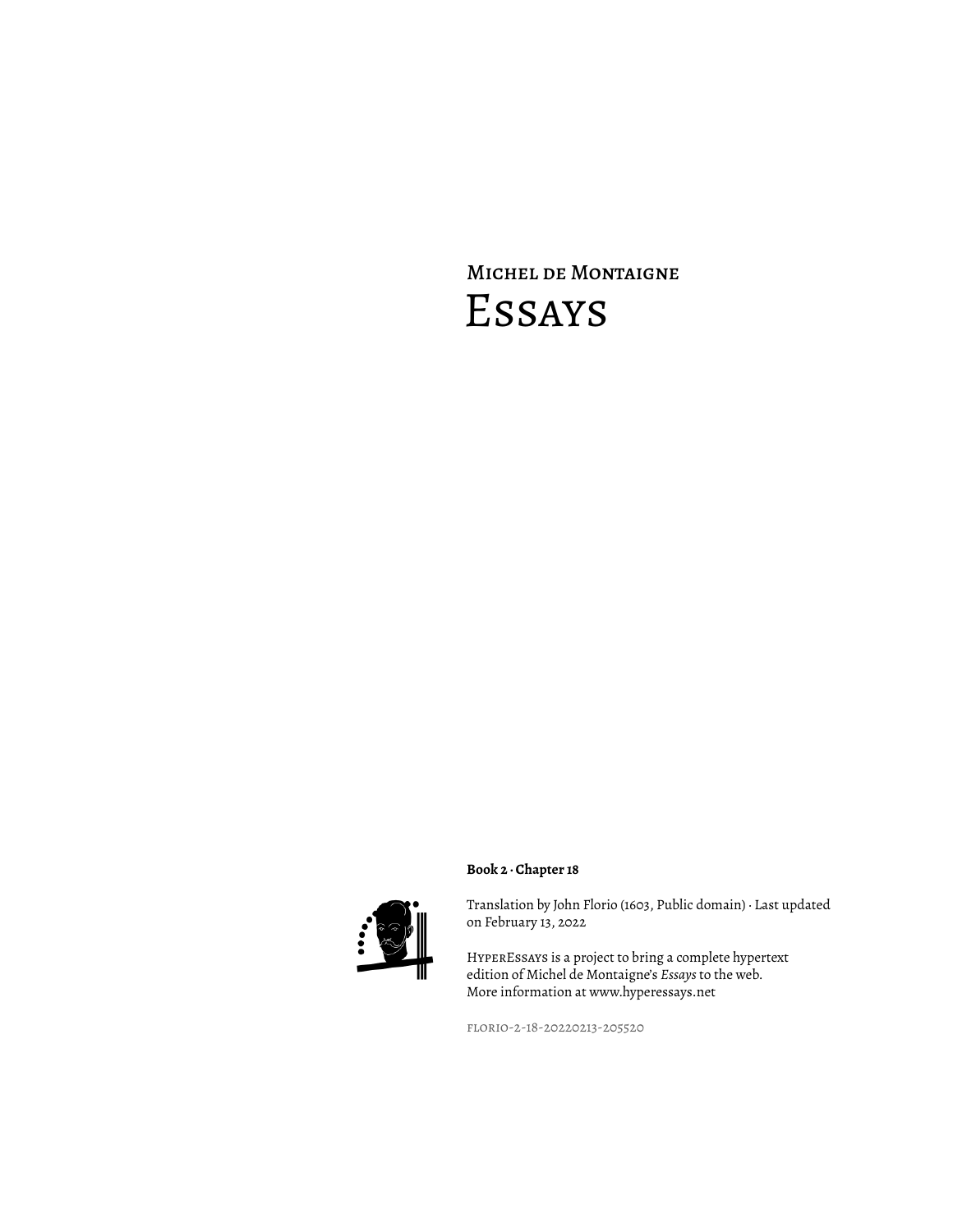Michel de Montaigne

# Essays

**Book 2 · Chapter 18**

Translation by John Florio (1603, Public domain) · Last updated on February 13, 2022

HyperEssays is a project to bring a complete hypertext edition of Michel de Montaigne's *Essays* to the web. More information at www.hyperessays.net

florio-2-18-20220213-205520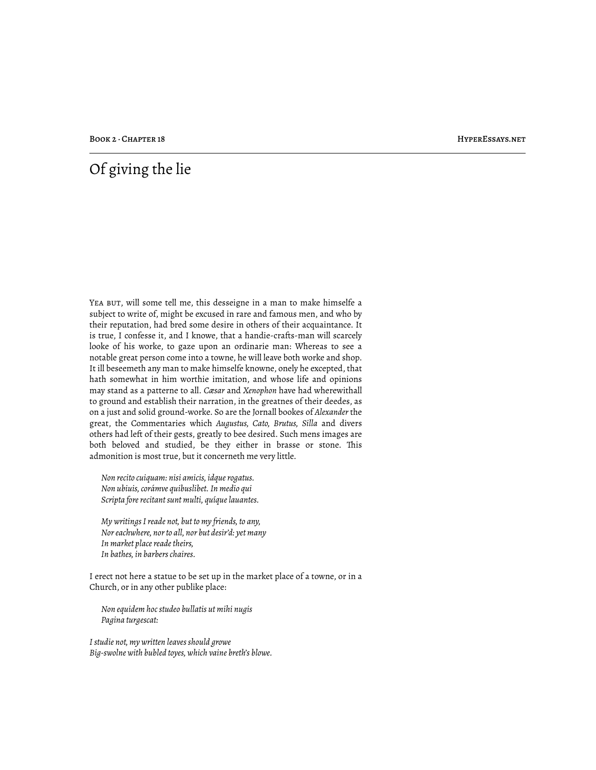# Of giving the lie

YEA BUT, will some tell me, this desseigne in a man to make himselfe a subject to write of, might be excused in rare and famous men, and who by their reputation, had bred some desire in others of their acquaintance. It is true, I confesse it, and I knowe, that a handie-crafts-man will scarcely looke of his worke, to gaze upon an ordinarie man: Whereas to see a notable great person come into a towne, he will leave both worke and shop. It ill beseemeth any man to make himselfe knowne, onely he excepted, that hath somewhat in him worthie imitation, and whose life and opinions may stand as a patterne to all. *Cæsar* and *Xenophon* have had wherewithall to ground and establish their narration, in the greatnes of their deedes, as on a just and solid ground-worke. So are the Jornall bookes of *Alexander* the great, the Commentaries which *Augustus*, *Cato*, *Brutus*, *Silla* and divers others had left of their gests, greatly to bee desired. Such mens images are both beloved and studied, be they either in brasse or stone. This admonition is most true, but it concerneth me very little.

> *Non recito cuiquam: nisi amicis, idque rogatus.*
> *Non ubiuis, corámve quibuslibet. In medio qui*
> *Scripta fore recitant sunt multi, quíque lauantes.*
>
> *My writings I reade not, but to my friends, to any,*
> *Nor eachwhere, nor to all, nor but desir'd: yet many*
> *In market place reade theirs,*
> *In bathes, in barbers chaires.*

I erect not here a statue to be set up in the market place of a towne, or in a Church, or in any other publike place:

> *Non equidem hoc studeo bullatis ut mihi nugis*
> *Pagina turgescat:*

*I studie not, my written leaves should growe*
*Big-swolne with bubled toyes, which vaine breth's blowe.*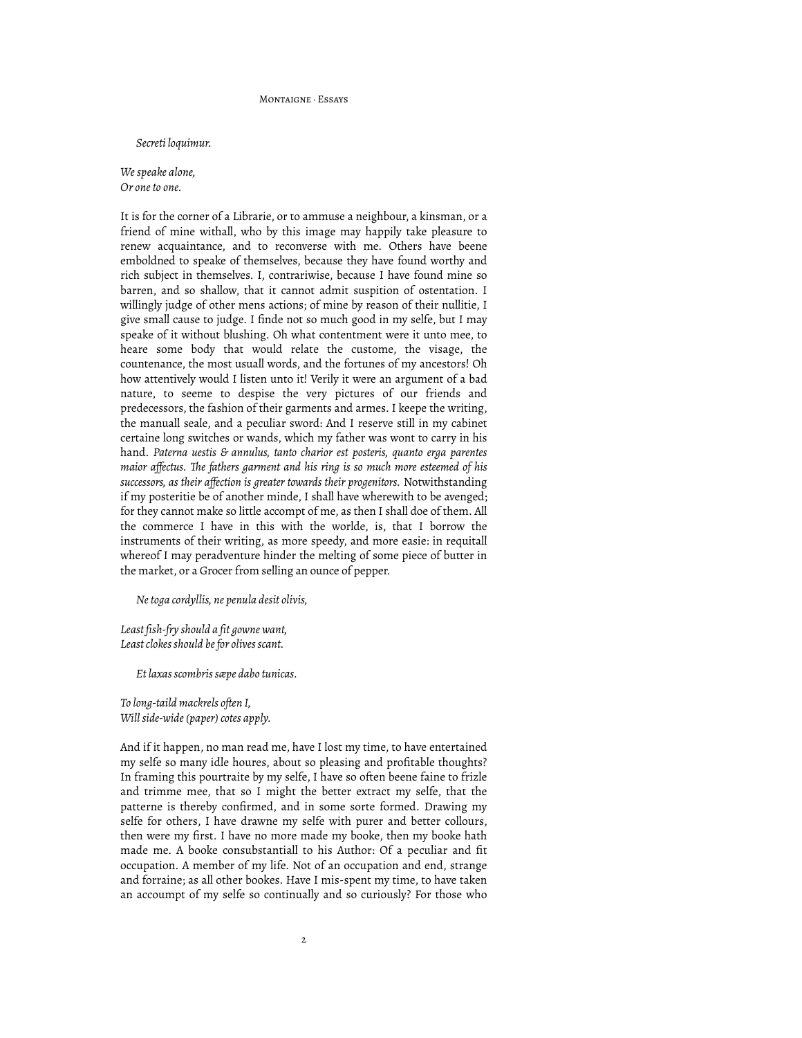*Secreti loquimur.*

*We speake alone,*
*Or one to one.*

It is for the corner of a Librarie, or to ammuse a neighbour, a kinsman, or a friend of mine withall, who by this image may happily take pleasure to renew acquaintance, and to reconverse with me. Others have beene emboldned to speake of themselves, because they have found worthy and rich subject in themselves. I, contrariwise, because I have found mine so barren, and so shallow, that it cannot admit suspition of ostentation. I willingly judge of other mens actions; of mine by reason of their nullitie, I give small cause to judge. I finde not so much good in my selfe, but I may speake of it without blushing. Oh what contentment were it unto mee, to heare some body that would relate the custome, the visage, the countenance, the most usuall words, and the fortunes of my ancestors! Oh how attentively would I listen unto it! Verily it were an argument of a bad nature, to seeme to despise the very pictures of our friends and predecessors, the fashion of their garments and armes. I keepe the writing, the manuall seale, and a peculiar sword: And I reserve still in my cabinet certaine long switches or wands, which my father was wont to carry in his hand. *Paterna uestis & annulus, tanto charior est posteris, quanto erga parentes maior affectus. The fathers garment and his ring is so much more esteemed of his successors, as their affection is greater towards their progenitors.* Notwithstanding if my posteritie be of another minde, I shall have wherewith to be avenged; for they cannot make so little accompt of me, as then I shall doe of them. All the commerce I have in this with the worlde, is, that I borrow the instruments of their writing, as more speedy, and more easie: in requitall whereof I may peradventure hinder the melting of some piece of butter in the market, or a Grocer from selling an ounce of pepper.

*Ne toga cordyllis, ne penula desit olivis,*

*Least fish-fry should a fit gowne want,*
*Least clokes should be for olives scant.*

*Et laxas scombris sæpe dabo tunicas.*

*To long-taild mackrels often I,*
*Will side-wide (paper) cotes apply.*

And if it happen, no man read me, have I lost my time, to have entertained my selfe so many idle houres, about so pleasing and profitable thoughts? In framing this pourtraite by my selfe, I have so often beene faine to frizle and trimme mee, that so I might the better extract my selfe, that the patterne is thereby confirmed, and in some sorte formed. Drawing my selfe for others, I have drawne my selfe with purer and better collours, then were my first. I have no more made my booke, then my booke hath made me. A booke consubstantiall to his Author: Of a peculiar and fit occupation. A member of my life. Not of an occupation and end, strange and forraine; as all other bookes. Have I mis-spent my time, to have taken an accoumpt of my selfe so continually and so curiously? For those who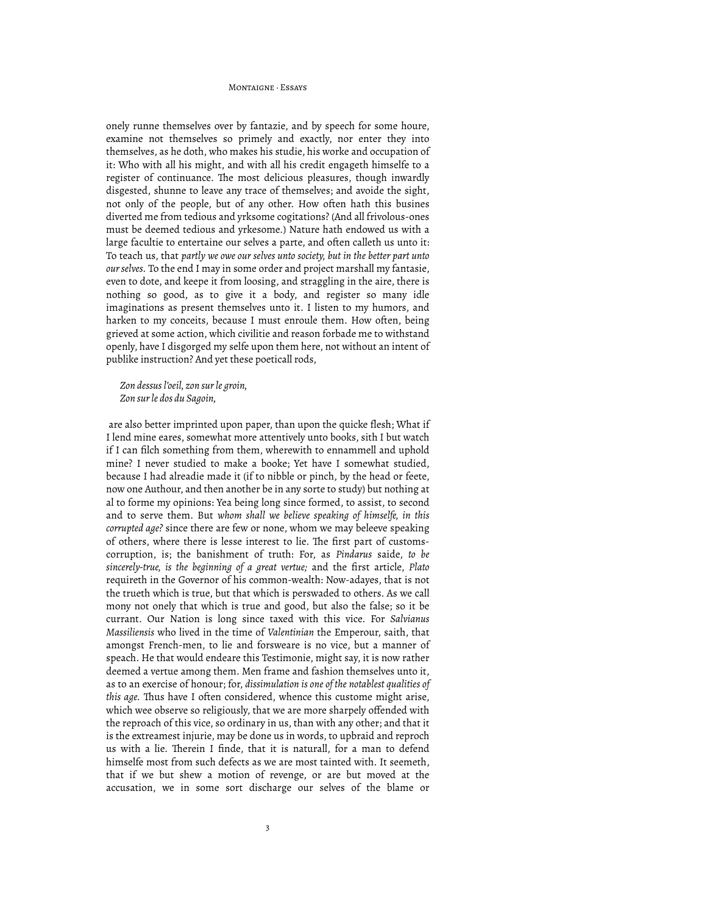onely runne themselves over by fantazie, and by speech for some houre, examine not themselves so primely and exactly, nor enter they into themselves, as he doth, who makes his studie, his worke and occupation of it: Who with all his might, and with all his credit engageth himselfe to a register of continuance. The most delicious pleasures, though inwardly disgested, shunne to leave any trace of themselves; and avoide the sight, not only of the people, but of any other. How often hath this busines diverted me from tedious and yrksome cogitations? (And all frivolous-ones must be deemed tedious and yrkesome.) Nature hath endowed us with a large facultie to entertaine our selves a parte, and often calleth us unto it: To teach us, that *partly we owe our selves unto society, but in the better part unto our selves.* To the end I may in some order and project marshall my fantasie, even to dote, and keepe it from loosing, and straggling in the aire, there is nothing so good, as to give it a body, and register so many idle imaginations as present themselves unto it. I listen to my humors, and harken to my conceits, because I must enroule them. How often, being grieved at some action, which civilitie and reason forbade me to withstand openly, have I disgorged my selfe upon them here, not without an intent of publike instruction? And yet these poeticall rods,

> *Zon dessus l'oeil, zon sur le groin,*
> *Zon sur le dos du Sagoin,*

are also better imprinted upon paper, than upon the quicke flesh; What if I lend mine eares, somewhat more attentively unto books, sith I but watch if I can filch something from them, wherewith to ennammell and uphold mine? I never studied to make a booke; Yet have I somewhat studied, because I had alreadie made it (if to nibble or pinch, by the head or feete, now one Authour, and then another be in any sorte to study) but nothing at al to forme my opinions: Yea being long since formed, to assist, to second and to serve them. But *whom shall we believe speaking of himselfe, in this corrupted age?* since there are few or none, whom we may beleeve speaking of others, where there is lesse interest to lie. The first part of customs-corruption, is; the banishment of truth: For, as *Pindarus* saide, *to be sincerely-true, is the beginning of a great vertue;* and the first article, *Plato* requireth in the Governor of his common-wealth: Now-adayes, that is not the trueth which is true, but that which is perswaded to others. As we call mony not onely that which is true and good, but also the false; so it be currant. Our Nation is long since taxed with this vice. For *Salvianus Massiliensis* who lived in the time of *Valentinian* the Emperour, saith, that amongst French-men, to lie and forsweare is no vice, but a manner of speach. He that would endeare this Testimonie, might say, it is now rather deemed a vertue among them. Men frame and fashion themselves unto it, as to an exercise of honour; for, *dissimulation is one of the notablest qualities of this age.* Thus have I often considered, whence this custome might arise, which wee observe so religiously, that we are more sharpely offended with the reproach of this vice, so ordinary in us, than with any other; and that it is the extreamest injurie, may be done us in words, to upbraid and reproch us with a lie. Therein I finde, that it is naturall, for a man to defend himselfe most from such defects as we are most tainted with. It seemeth, that if we but shew a motion of revenge, or are but moved at the accusation, we in some sort discharge our selves of the blame or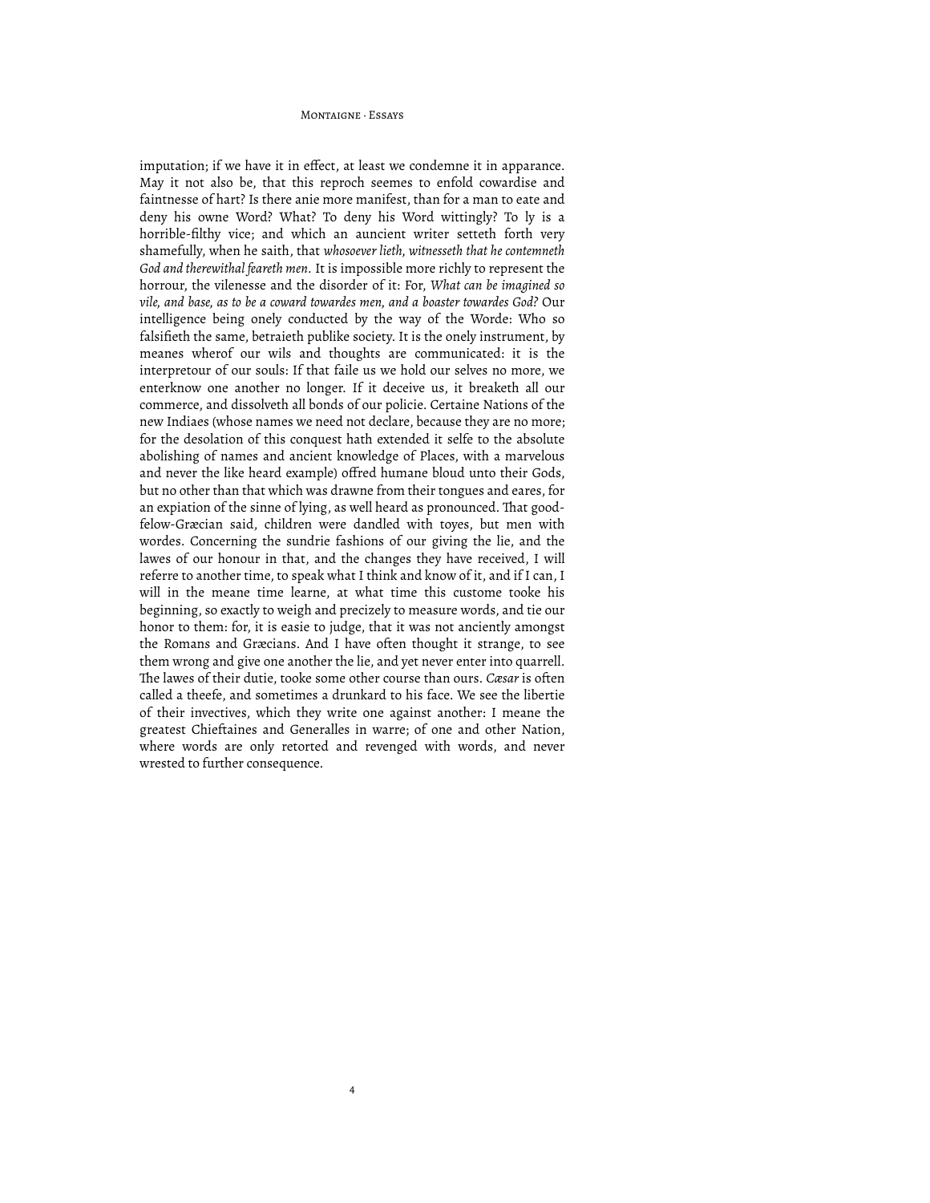imputation; if we have it in effect, at least we condemne it in apparance. May it not also be, that this reproch seemes to enfold cowardise and faintnesse of hart? Is there anie more manifest, than for a man to eate and deny his owne Word? What? To deny his Word wittingly? To ly is a horrible-filthy vice; and which an auncient writer setteth forth very shamefully, when he saith, that *whosoever lieth, witnesseth that he contemneth God and therewithal feareth men*. It is impossible more richly to represent the horrour, the vilenesse and the disorder of it: For, *What can be imagined so vile, and base, as to be a coward towardes men, and a boaster towardes God?* Our intelligence being onely conducted by the way of the Worde: Who so falsifieth the same, betraieth publike society. It is the onely instrument, by meanes wherof our wils and thoughts are communicated: it is the interpretour of our souls: If that faile us we hold our selves no more, we enterknow one another no longer. If it deceive us, it breaketh all our commerce, and dissolveth all bonds of our policie. Certaine Nations of the new Indiaes (whose names we need not declare, because they are no more; for the desolation of this conquest hath extended it selfe to the absolute abolishing of names and ancient knowledge of Places, with a marvelous and never the like heard example) offred humane bloud unto their Gods, but no other than that which was drawne from their tongues and eares, for an expiation of the sinne of lying, as well heard as pronounced. That good-felow-Græcian said, children were dandled with toyes, but men with wordes. Concerning the sundrie fashions of our giving the lie, and the lawes of our honour in that, and the changes they have received, I will referre to another time, to speak what I think and know of it, and if I can, I will in the meane time learne, at what time this custome tooke his beginning, so exactly to weigh and precizely to measure words, and tie our honor to them: for, it is easie to judge, that it was not anciently amongst the Romans and Græcians. And I have often thought it strange, to see them wrong and give one another the lie, and yet never enter into quarrell. The lawes of their dutie, tooke some other course than ours. *Cæsar* is often called a theefe, and sometimes a drunkard to his face. We see the libertie of their invectives, which they write one against another: I meane the greatest Chieftaines and Generalles in warre; of one and other Nation, where words are only retorted and revenged with words, and never wrested to further consequence.